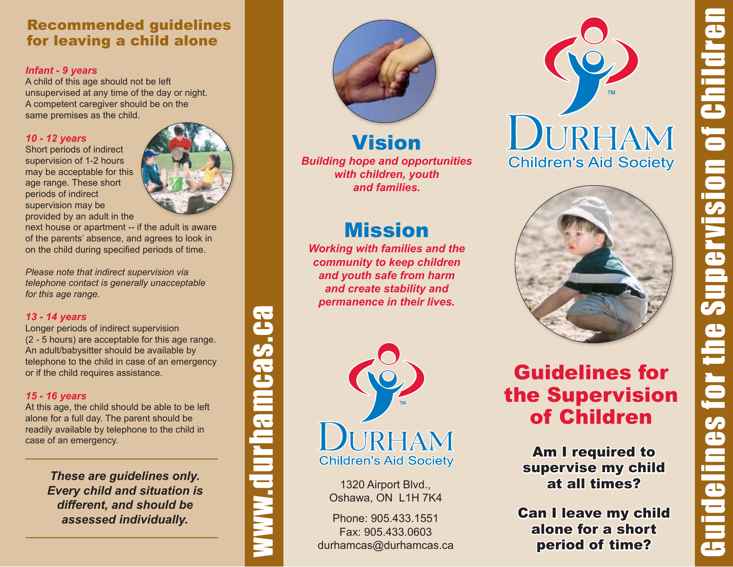## Recommended guidelines for leaving a child alone

***Infant - 9 years***
A child of this age should not be left unsupervised at any time of the day or night. A competent caregiver should be on the same premises as the child.

***10 - 12 years***
Short periods of indirect supervision of 1-2 hours may be acceptable for this age range. These short periods of indirect supervision may be provided by an adult in the next house or apartment -- if the adult is aware of the parents' absence, and agrees to look in on the child during specified periods of time.

*Please note that indirect supervision via telephone contact is generally unacceptable for this age range.*

***13 - 14 years***
Longer periods of indirect supervision (2 - 5 hours) are acceptable for this age range. An adult/babysitter should be available by telephone to the child in case of an emergency or if the child requires assistance.

***15 - 16 years***
At this age, the child should be able to be left alone for a full day. The parent should be readily available by telephone to the child in case of an emergency.

---

***These are guidelines only. Every child and situation is different, and should be assessed individually.***

---

www.durhamcas.ca

## Vision

***Building hope and opportunities with children, youth and families.***

## Mission

***Working with families and the community to keep children and youth safe from harm and create stability and permanence in their lives.***

DURHAM Children's Aid Society™

1320 Airport Blvd.,
Oshawa, ON L1H 7K4

Phone: 905.433.1551
Fax: 905.433.0603
durhamcas@durhamcas.ca

DURHAM Children's Aid Society™

# Guidelines for the Supervision of Children

**Am I required to supervise my child at all times?**

**Can I leave my child alone for a short period of time?**

Guidelines for the Supervision of Children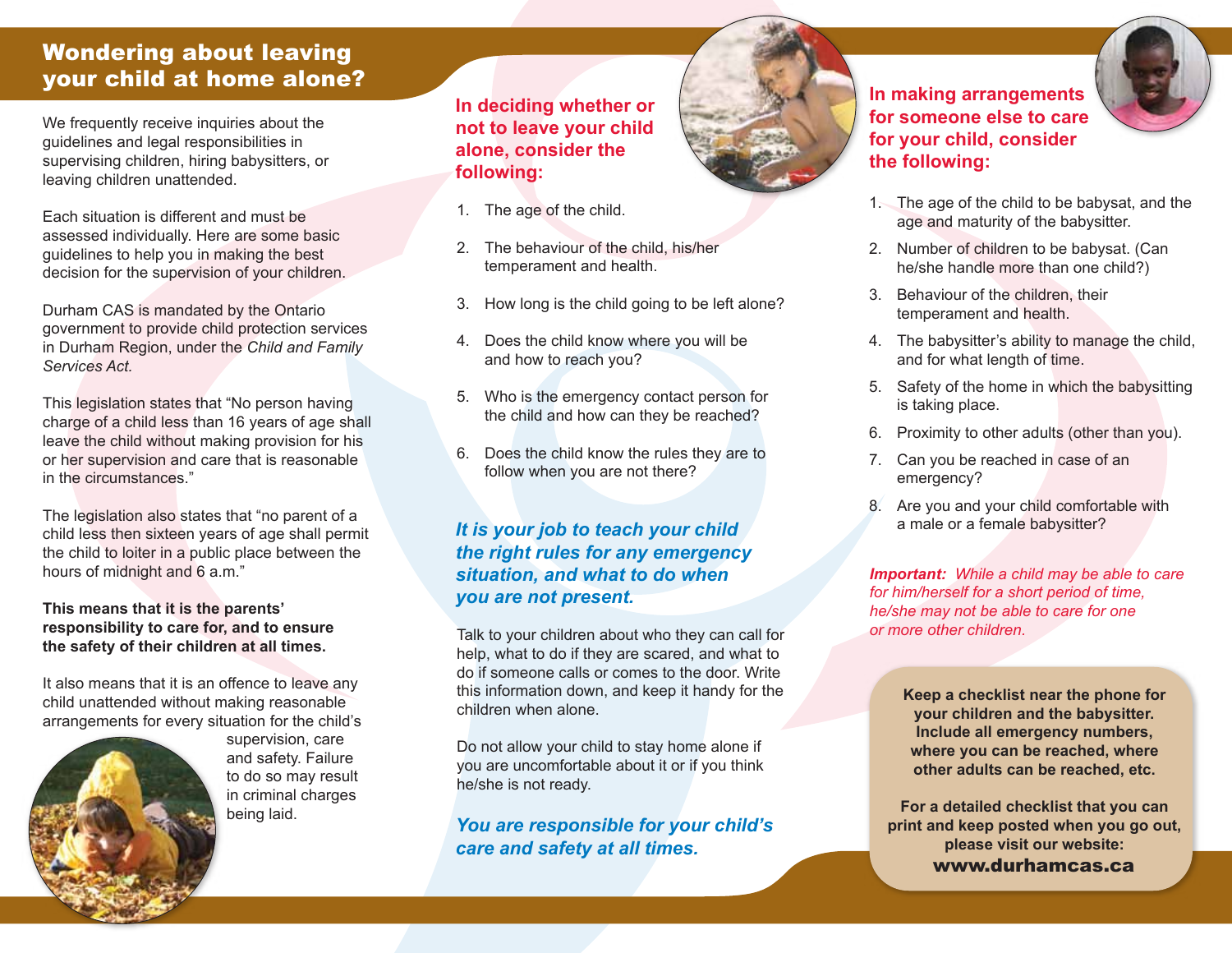# Wondering about leaving your child at home alone?

We frequently receive inquiries about the guidelines and legal responsibilities in supervising children, hiring babysitters, or leaving children unattended.

Each situation is different and must be assessed individually. Here are some basic guidelines to help you in making the best decision for the supervision of your children.

Durham CAS is mandated by the Ontario government to provide child protection services in Durham Region, under the *Child and Family Services Act.*

This legislation states that "No person having charge of a child less than 16 years of age shall leave the child without making provision for his or her supervision and care that is reasonable in the circumstances."

The legislation also states that "no parent of a child less then sixteen years of age shall permit the child to loiter in a public place between the hours of midnight and 6 a.m."

**This means that it is the parents' responsibility to care for, and to ensure the safety of their children at all times.**

It also means that it is an offence to leave any child unattended without making reasonable arrangements for every situation for the child's supervision, care and safety. Failure to do so may result in criminal charges being laid.

## In deciding whether or not to leave your child alone, consider the following:

1. The age of the child.
2. The behaviour of the child, his/her temperament and health.
3. How long is the child going to be left alone?
4. Does the child know where you will be and how to reach you?
5. Who is the emergency contact person for the child and how can they be reached?
6. Does the child know the rules they are to follow when you are not there?

***It is your job to teach your child the right rules for any emergency situation, and what to do when you are not present.***

Talk to your children about who they can call for help, what to do if they are scared, and what to do if someone calls or comes to the door. Write this information down, and keep it handy for the children when alone.

Do not allow your child to stay home alone if you are uncomfortable about it or if you think he/she is not ready.

***You are responsible for your child's care and safety at all times.***

## In making arrangements for someone else to care for your child, consider the following:

1. The age of the child to be babysat, and the age and maturity of the babysitter.
2. Number of children to be babysat. (Can he/she handle more than one child?)
3. Behaviour of the children, their temperament and health.
4. The babysitter's ability to manage the child, and for what length of time.
5. Safety of the home in which the babysitting is taking place.
6. Proximity to other adults (other than you).
7. Can you be reached in case of an emergency?
8. Are you and your child comfortable with a male or a female babysitter?

***Important:*** *While a child may be able to care for him/herself for a short period of time, he/she may not be able to care for one or more other children.*

**Keep a checklist near the phone for your children and the babysitter. Include all emergency numbers, where you can be reached, where other adults can be reached, etc.**

**For a detailed checklist that you can print and keep posted when you go out, please visit our website:**

**www.durhamcas.ca**